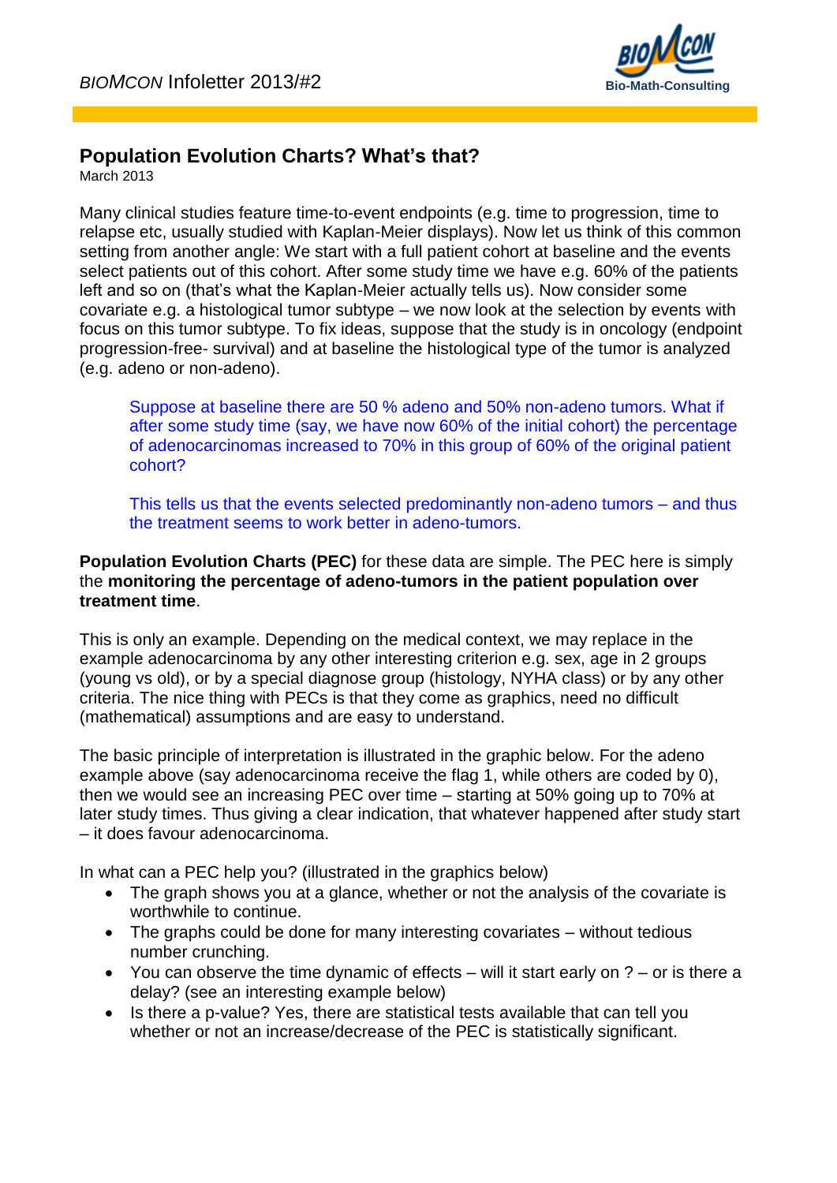# Population Evolution Charts? What's that?

March 2013

Many clinical studies feature time-to-event endpoints (e.g. time to progression, time to relapse etc, usually studied with Kaplan-Meier displays). Now let us think of this common setting from another angle: We start with a full patient cohort at baseline and the events select patients out of this cohort. After some study time we have e.g. 60% of the patients left and so on (that's what the Kaplan-Meier actually tells us). Now consider some covariate e.g. a histological tumor subtype – we now look at the selection by events with focus on this tumor subtype. To fix ideas, suppose that the study is in oncology (endpoint progression-free- survival) and at baseline the histological type of the tumor is analyzed (e.g. adeno or non-adeno).

> Suppose at baseline there are 50 % adeno and 50% non-adeno tumors. What if after some study time (say, we have now 60% of the initial cohort) the percentage of adenocarcinomas increased to 70% in this group of 60% of the original patient cohort?
>
> This tells us that the events selected predominantly non-adeno tumors – and thus the treatment seems to work better in adeno-tumors.

**Population Evolution Charts (PEC)** for these data are simple. The PEC here is simply the **monitoring the percentage of adeno-tumors in the patient population over treatment time**.

This is only an example. Depending on the medical context, we may replace in the example adenocarcinoma by any other interesting criterion e.g. sex, age in 2 groups (young vs old), or by a special diagnose group (histology, NYHA class) or by any other criteria. The nice thing with PECs is that they come as graphics, need no difficult (mathematical) assumptions and are easy to understand.

The basic principle of interpretation is illustrated in the graphic below. For the adeno example above (say adenocarcinoma receive the flag 1, while others are coded by 0), then we would see an increasing PEC over time – starting at 50% going up to 70% at later study times. Thus giving a clear indication, that whatever happened after study start – it does favour adenocarcinoma.

In what can a PEC help you? (illustrated in the graphics below)

- The graph shows you at a glance, whether or not the analysis of the covariate is worthwhile to continue.
- The graphs could be done for many interesting covariates – without tedious number crunching.
- You can observe the time dynamic of effects – will it start early on ? – or is there a delay? (see an interesting example below)
- Is there a p-value? Yes, there are statistical tests available that can tell you whether or not an increase/decrease of the PEC is statistically significant.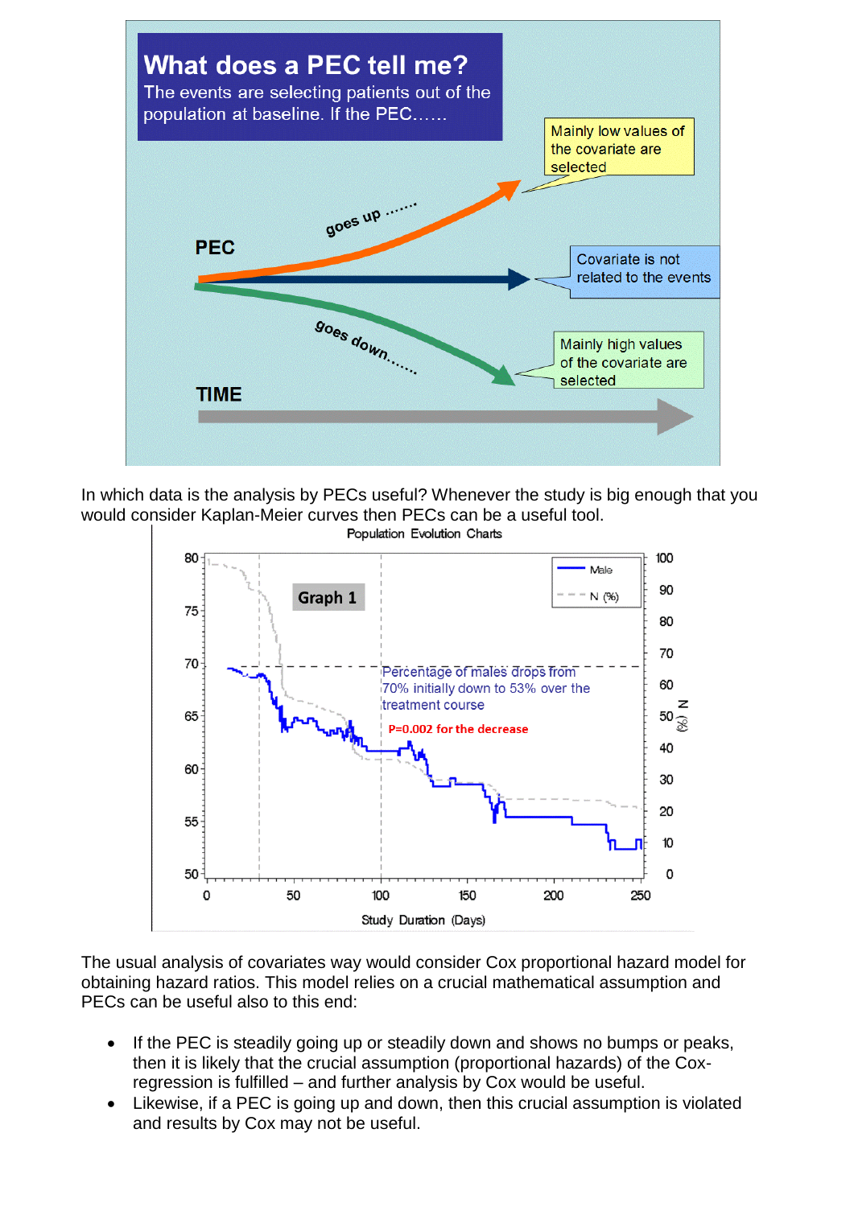## What does a PEC tell me?

The events are selecting patients out of the population at baseline. If the PEC……

PEC

goes up ……. — Mainly low values of the covariate are selected

Covariate is not related to the events

goes down……. — Mainly high values of the covariate are selected

TIME

In which data is the analysis by PECs useful? Whenever the study is big enough that you would consider Kaplan-Meier curves then PECs can be a useful tool.

Population Evolution Charts

Graph 1

Percentage of males drops from 70% initially down to 53% over the treatment course

P=0.002 for the decrease

Study Duration (Days)

The usual analysis of covariates way would consider Cox proportional hazard model for obtaining hazard ratios. This model relies on a crucial mathematical assumption and PECs can be useful also to this end:

- If the PEC is steadily going up or steadily down and shows no bumps or peaks, then it is likely that the crucial assumption (proportional hazards) of the Cox-regression is fulfilled – and further analysis by Cox would be useful.
- Likewise, if a PEC is going up and down, then this crucial assumption is violated and results by Cox may not be useful.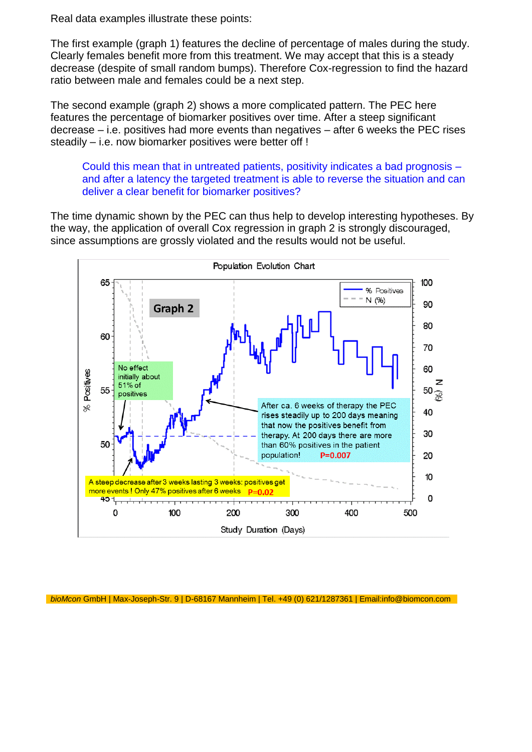Real data examples illustrate these points:

The first example (graph 1) features the decline of percentage of males during the study. Clearly females benefit more from this treatment. We may accept that this is a steady decrease (despite of small random bumps). Therefore Cox-regression to find the hazard ratio between male and females could be a next step.

The second example (graph 2) shows a more complicated pattern. The PEC here features the percentage of biomarker positives over time. After a steep significant decrease – i.e. positives had more events than negatives – after 6 weeks the PEC rises steadily – i.e. now biomarker positives were better off !

> Could this mean that in untreated patients, positivity indicates a bad prognosis – and after a latency the targeted treatment is able to reverse the situation and can deliver a clear benefit for biomarker positives?

The time dynamic shown by the PEC can thus help to develop interesting hypotheses. By the way, the application of overall Cox regression in graph 2 is strongly discouraged, since assumptions are grossly violated and the results would not be useful.

Population Evolution Chart

Graph 2

% Positives
N (%)

No effect initially about 51% of positives

After ca. 6 weeks of therapy the PEC rises steadily up to 200 days meaning that now the positives benefit from therapy. At 200 days there are more than 60% positives in the patient population! P=0.007

A steep decrease after 3 weeks lasting 3 weeks: positives get more events ! Only 47% positives after 6 weeks P=0.02

% Positives: 45, 50, 55, 60, 65

N (%): 0, 10, 20, 30, 40, 50, 60, 70, 80, 90, 100

Study Duration (Days): 0, 100, 200, 300, 400, 500